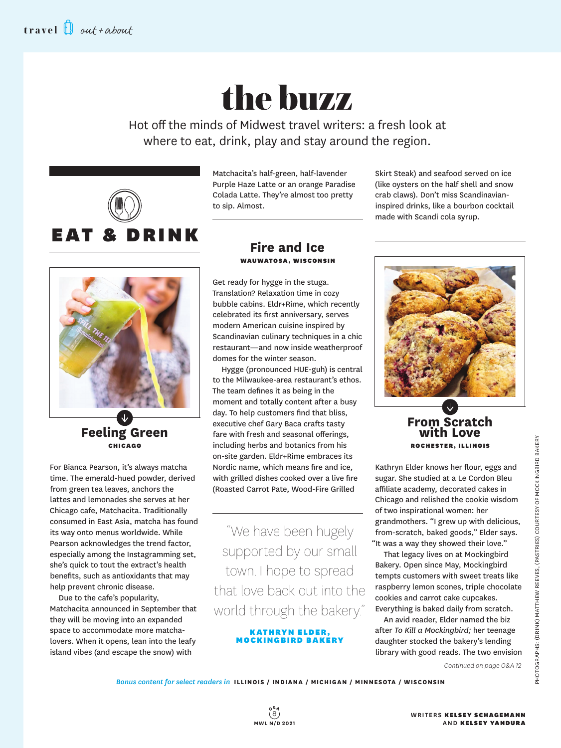# the buzz

Hot off the minds of Midwest travel writers: a fresh look at where to eat, drink, play and stay around the region.

## EAT & DRINK

### Feeling Green

**CHICAGO**

For Bianca Pearson, it's always matcha time. The emerald-hued powder, derived from green tea leaves, anchors the lattes and lemonades she serves at her Chicago cafe, Matchacita. Traditionally consumed in East Asia, matcha has found its way onto menus worldwide. While Pearson acknowledges the trend factor, especially among the Instagramming set, she's quick to tout the extract's health benefits, such as antioxidants that may help prevent chronic disease.

Due to the cafe's popularity, Matchacita announced in September that they will be moving into an expanded space to accommodate more matcha-lovers. When it opens, lean into the leafy island vibes (and escape the snow) with Matchacita's half-green, half-lavender Purple Haze Latte or an orange Paradise Colada Latte. They're almost too pretty to sip. Almost.

### Fire and Ice

**WAUWATOSA, WISCONSIN**

Get ready for hygge in the stuga. Translation? Relaxation time in cozy bubble cabins. Eldr+Rime, which recently celebrated its first anniversary, serves modern American cuisine inspired by Scandinavian culinary techniques in a chic restaurant—and now inside weatherproof domes for the winter season.

Hygge (pronounced HUE-guh) is central to the Milwaukee-area restaurant's ethos. The team defines it as being in the moment and totally content after a busy day. To help customers find that bliss, executive chef Gary Baca crafts tasty fare with fresh and seasonal offerings, including herbs and botanics from his on-site garden. Eldr+Rime embraces its Nordic name, which means fire and ice, with grilled dishes cooked over a live fire (Roasted Carrot Pate, Wood-Fire Grilled Skirt Steak) and seafood served on ice (like oysters on the half shell and snow crab claws). Don't miss Scandinavian-inspired drinks, like a bourbon cocktail made with Scandi cola syrup.

> "We have been hugely supported by our small town. I hope to spread that love back out into the world through the bakery."
>
> **KATHRYN ELDER, MOCKINGBIRD BAKERY**

### From Scratch with Love

**ROCHESTER, ILLINOIS**

Kathryn Elder knows her flour, eggs and sugar. She studied at a Le Cordon Bleu affiliate academy, decorated cakes in Chicago and relished the cookie wisdom of two inspirational women: her grandmothers. "I grew up with delicious, from-scratch, baked goods," Elder says. "It was a way they showed their love."

That legacy lives on at Mockingbird Bakery. Open since May, Mockingbird tempts customers with sweet treats like raspberry lemon scones, triple chocolate cookies and carrot cake cupcakes. Everything is baked daily from scratch.

An avid reader, Elder named the biz after *To Kill a Mockingbird;* her teenage daughter stocked the bakery's lending library with good reads. The two envision

*Continued on page O&A 12*

PHOTOGRAPHS: (DRINK) MATTHEW REEVES, (PASTRIES) COURTESY OF MOCKINGBIRD BAKERY

*Bonus content for select readers in* **ILLINOIS / INDIANA / MICHIGAN / MINNESOTA / WISCONSIN**

WRITERS **KELSEY SCHAGEMANN** AND **KELSEY YANDURA**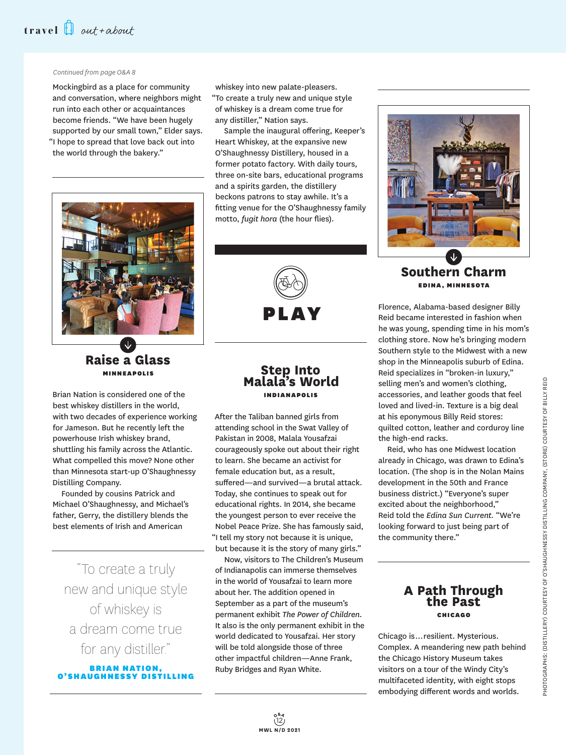*Continued from page O&A 8*

Mockingbird as a place for community and conversation, where neighbors might run into each other or acquaintances become friends. "We have been hugely supported by our small town," Elder says. "I hope to spread that love back out into the world through the bakery."

## Raise a Glass

**MINNEAPOLIS**

Brian Nation is considered one of the best whiskey distillers in the world, with two decades of experience working for Jameson. But he recently left the powerhouse Irish whiskey brand, shuttling his family across the Atlantic. What compelled this move? None other than Minnesota start-up O'Shaughnessy Distilling Company.

Founded by cousins Patrick and Michael O'Shaughnessy, and Michael's father, Gerry, the distillery blends the best elements of Irish and American whiskey into new palate-pleasers. "To create a truly new and unique style of whiskey is a dream come true for any distiller," Nation says.

Sample the inaugural offering, Keeper's Heart Whiskey, at the expansive new O'Shaughnessy Distillery, housed in a former potato factory. With daily tours, three on-site bars, educational programs and a spirits garden, the distillery beckons patrons to stay awhile. It's a fitting venue for the O'Shaughnessy family motto, *fugit hora* (the hour flies).

> "To create a truly new and unique style of whiskey is a dream come true for any distiller."
>
> **BRIAN NATION, O'SHAUGHNESSY DISTILLING**

# PLAY

## Step Into Malala's World

**INDIANAPOLIS**

After the Taliban banned girls from attending school in the Swat Valley of Pakistan in 2008, Malala Yousafzai courageously spoke out about their right to learn. She became an activist for female education but, as a result, suffered—and survived—a brutal attack. Today, she continues to speak out for educational rights. In 2014, she became the youngest person to ever receive the Nobel Peace Prize. She has famously said, "I tell my story not because it is unique, but because it is the story of many girls."

Now, visitors to The Children's Museum of Indianapolis can immerse themselves in the world of Yousafzai to learn more about her. The addition opened in September as a part of the museum's permanent exhibit *The Power of Children*. It also is the only permanent exhibit in the world dedicated to Yousafzai. Her story will be told alongside those of three other impactful children—Anne Frank, Ruby Bridges and Ryan White.

## Southern Charm

**EDINA, MINNESOTA**

Florence, Alabama-based designer Billy Reid became interested in fashion when he was young, spending time in his mom's clothing store. Now he's bringing modern Southern style to the Midwest with a new shop in the Minneapolis suburb of Edina. Reid specializes in "broken-in luxury," selling men's and women's clothing, accessories, and leather goods that feel loved and lived-in. Texture is a big deal at his eponymous Billy Reid stores: quilted cotton, leather and corduroy line the high-end racks.

Reid, who has one Midwest location already in Chicago, was drawn to Edina's location. (The shop is in the Nolan Mains development in the 50th and France business district.) "Everyone's super excited about the neighborhood," Reid told the *Edina Sun Current*. "We're looking forward to just being part of the community there."

## A Path Through the Past

**CHICAGO**

Chicago is…resilient. Mysterious. Complex. A meandering new path behind the Chicago History Museum takes visitors on a tour of the Windy City's multifaceted identity, with eight stops embodying different words and worlds.

PHOTOGRAPHS: (DISTILLERY) COURTESY OF O'SHAUGHNESSY DISTILLING COMPANY, (STORE) COURTESY OF BILLY REID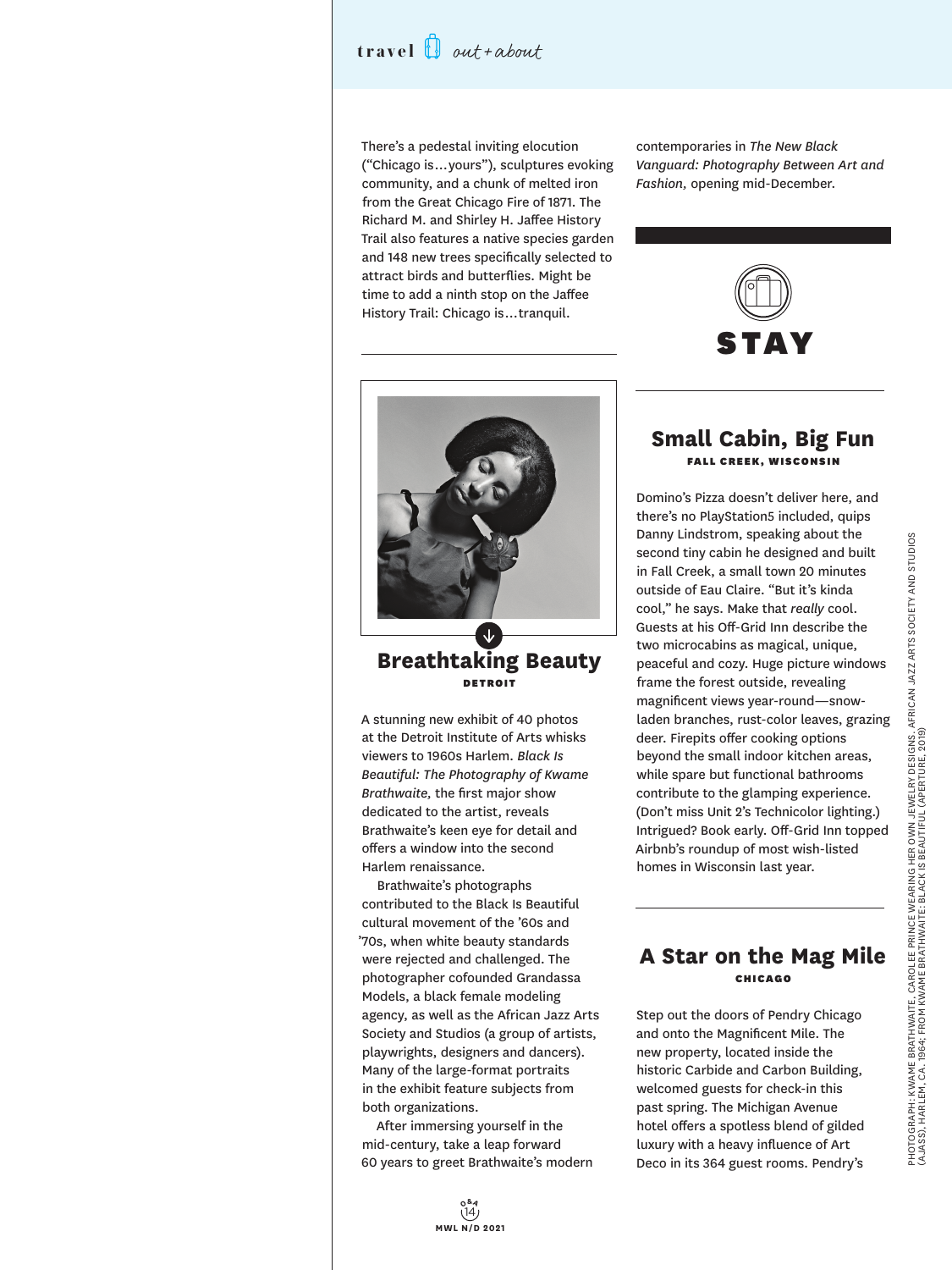There's a pedestal inviting elocution ("Chicago is…yours"), sculptures evoking community, and a chunk of melted iron from the Great Chicago Fire of 1871. The Richard M. and Shirley H. Jaffee History Trail also features a native species garden and 148 new trees specifically selected to attract birds and butterflies. Might be time to add a ninth stop on the Jaffee History Trail: Chicago is…tranquil.

## Breathtaking Beauty

**DETROIT**

A stunning new exhibit of 40 photos at the Detroit Institute of Arts whisks viewers to 1960s Harlem. *Black Is Beautiful: The Photography of Kwame Brathwaite,* the first major show dedicated to the artist, reveals Brathwaite's keen eye for detail and offers a window into the second Harlem renaissance.

Brathwaite's photographs contributed to the Black Is Beautiful cultural movement of the '60s and '70s, when white beauty standards were rejected and challenged. The photographer cofounded Grandassa Models, a black female modeling agency, as well as the African Jazz Arts Society and Studios (a group of artists, playwrights, designers and dancers). Many of the large-format portraits in the exhibit feature subjects from both organizations.

After immersing yourself in the mid-century, take a leap forward 60 years to greet Brathwaite's modern contemporaries in *The New Black Vanguard: Photography Between Art and Fashion,* opening mid-December.

# STAY

## Small Cabin, Big Fun

**FALL CREEK, WISCONSIN**

Domino's Pizza doesn't deliver here, and there's no PlayStation5 included, quips Danny Lindstrom, speaking about the second tiny cabin he designed and built in Fall Creek, a small town 20 minutes outside of Eau Claire. "But it's kinda cool," he says. Make that *really* cool. Guests at his Off-Grid Inn describe the two microcabins as magical, unique, peaceful and cozy. Huge picture windows frame the forest outside, revealing magnificent views year-round—snow-laden branches, rust-color leaves, grazing deer. Firepits offer cooking options beyond the small indoor kitchen areas, while spare but functional bathrooms contribute to the glamping experience. (Don't miss Unit 2's Technicolor lighting.) Intrigued? Book early. Off-Grid Inn topped Airbnb's roundup of most wish-listed homes in Wisconsin last year.

## A Star on the Mag Mile

**CHICAGO**

Step out the doors of Pendry Chicago and onto the Magnificent Mile. The new property, located inside the historic Carbide and Carbon Building, welcomed guests for check-in this past spring. The Michigan Avenue hotel offers a spotless blend of gilded luxury with a heavy influence of Art Deco in its 364 guest rooms. Pendry's

PHOTOGRAPH: KWAME BRATHWAITE, CAROLEE PRINCE WEARING HER OWN JEWELRY DESIGNS, AFRICAN JAZZ ARTS SOCIETY AND STUDIOS (AJASS), HARLEM, CA. 1964; FROM KWAME BRATHWAITE: BLACK IS BEAUTIFUL (APERTURE, 2019)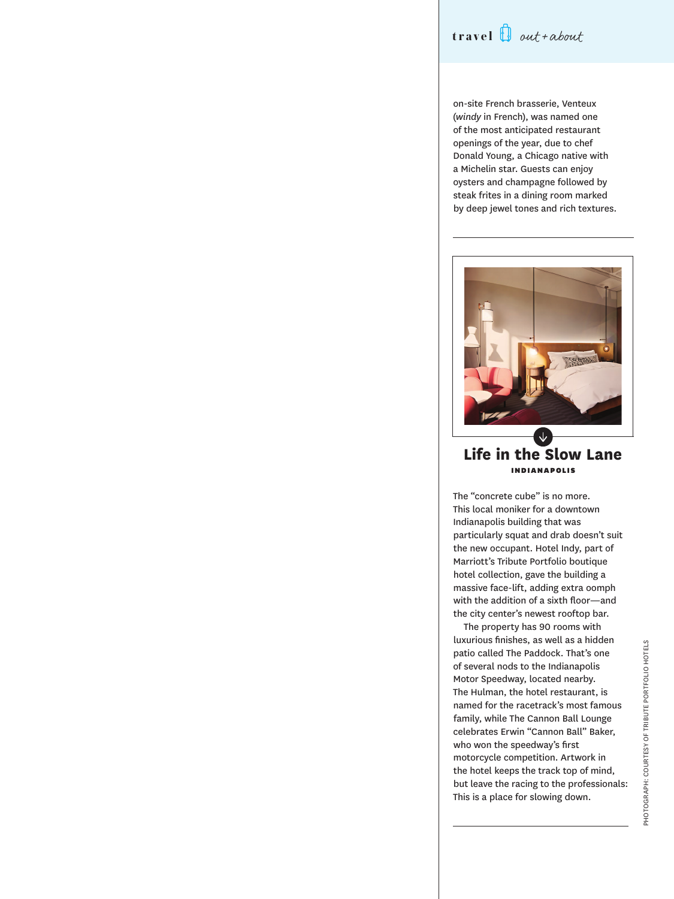on-site French brasserie, Venteux (*windy* in French), was named one of the most anticipated restaurant openings of the year, due to chef Donald Young, a Chicago native with a Michelin star. Guests can enjoy oysters and champagne followed by steak frites in a dining room marked by deep jewel tones and rich textures.

## Life in the Slow Lane

**INDIANAPOLIS**

The "concrete cube" is no more. This local moniker for a downtown Indianapolis building that was particularly squat and drab doesn't suit the new occupant. Hotel Indy, part of Marriott's Tribute Portfolio boutique hotel collection, gave the building a massive face-lift, adding extra oomph with the addition of a sixth floor—and the city center's newest rooftop bar.

The property has 90 rooms with luxurious finishes, as well as a hidden patio called The Paddock. That's one of several nods to the Indianapolis Motor Speedway, located nearby. The Hulman, the hotel restaurant, is named for the racetrack's most famous family, while The Cannon Ball Lounge celebrates Erwin "Cannon Ball" Baker, who won the speedway's first motorcycle competition. Artwork in the hotel keeps the track top of mind, but leave the racing to the professionals: This is a place for slowing down.

PHOTOGRAPH: COURTESY OF TRIBUTE PORTFOLIO HOTELS